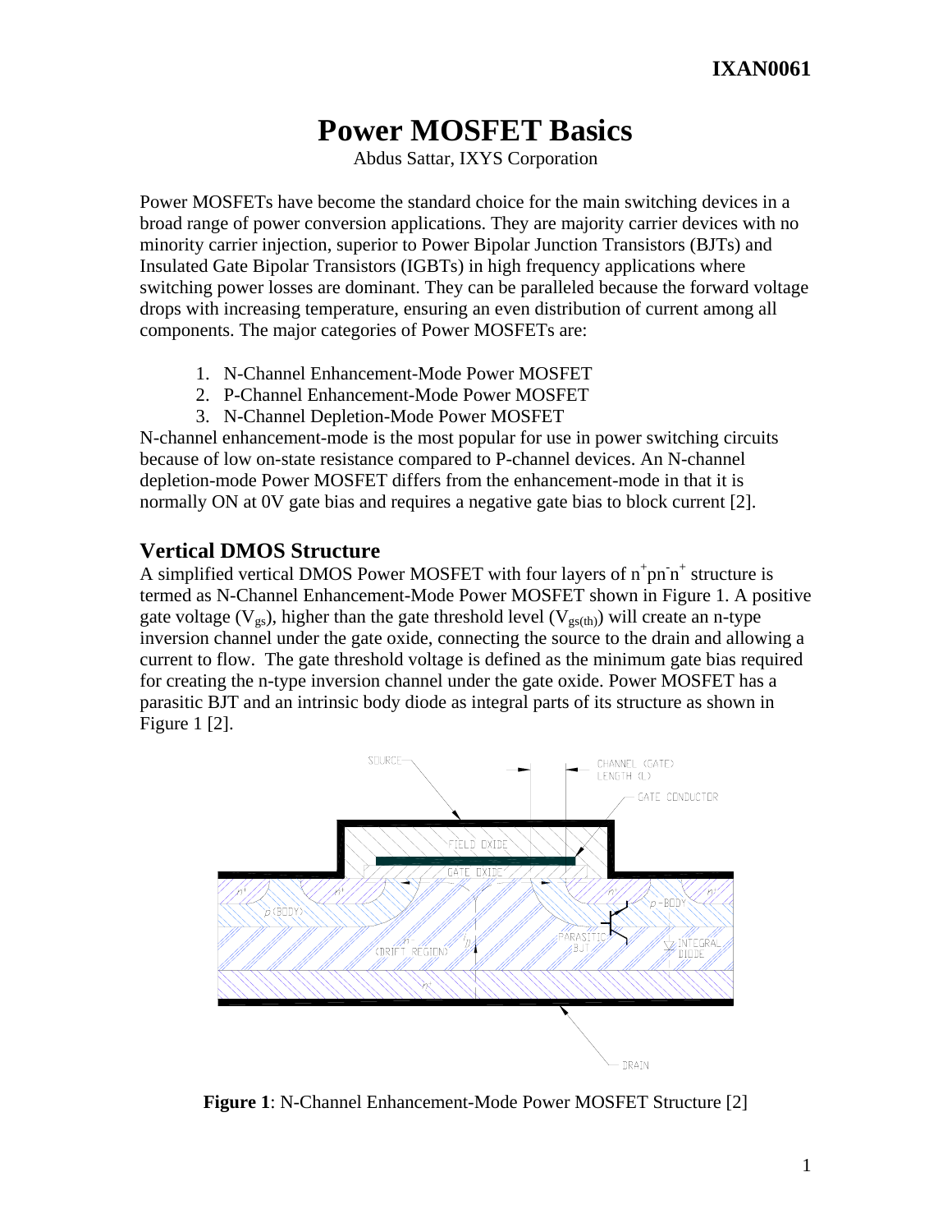**IXAN0061**

# Power MOSFET Basics

Abdus Sattar, IXYS Corporation

Power MOSFETs have become the standard choice for the main switching devices in a broad range of power conversion applications. They are majority carrier devices with no minority carrier injection, superior to Power Bipolar Junction Transistors (BJTs) and Insulated Gate Bipolar Transistors (IGBTs) in high frequency applications where switching power losses are dominant. They can be paralleled because the forward voltage drops with increasing temperature, ensuring an even distribution of current among all components. The major categories of Power MOSFETs are:

1. N-Channel Enhancement-Mode Power MOSFET
2. P-Channel Enhancement-Mode Power MOSFET
3. N-Channel Depletion-Mode Power MOSFET

N-channel enhancement-mode is the most popular for use in power switching circuits because of low on-state resistance compared to P-channel devices. An N-channel depletion-mode Power MOSFET differs from the enhancement-mode in that it is normally ON at 0V gate bias and requires a negative gate bias to block current [2].

## Vertical DMOS Structure

A simplified vertical DMOS Power MOSFET with four layers of $n^+pn^-n^+$ structure is termed as N-Channel Enhancement-Mode Power MOSFET shown in Figure 1. A positive gate voltage ($V_{gs}$), higher than the gate threshold level ($V_{gs(th)}$) will create an n-type inversion channel under the gate oxide, connecting the source to the drain and allowing a current to flow. The gate threshold voltage is defined as the minimum gate bias required for creating the n-type inversion channel under the gate oxide. Power MOSFET has a parasitic BJT and an intrinsic body diode as integral parts of its structure as shown in Figure 1 [2].

**Figure 1**: N-Channel Enhancement-Mode Power MOSFET Structure [2]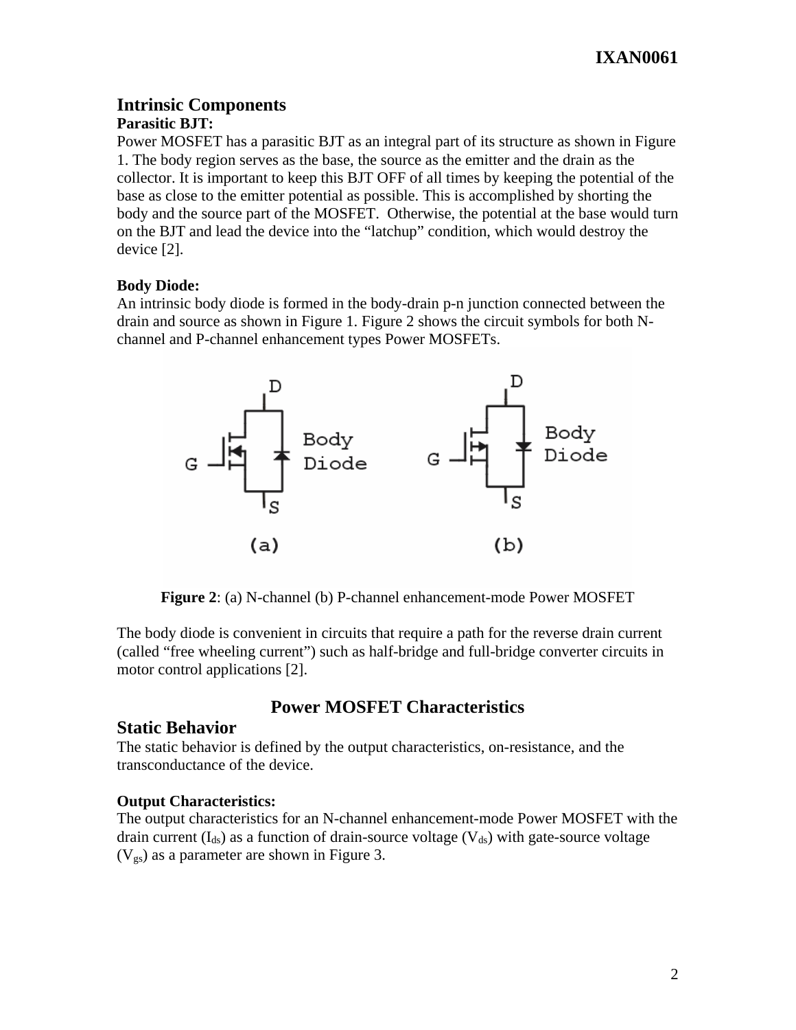## Intrinsic Components

**Parasitic BJT:**

Power MOSFET has a parasitic BJT as an integral part of its structure as shown in Figure 1. The body region serves as the base, the source as the emitter and the drain as the collector. It is important to keep this BJT OFF of all times by keeping the potential of the base as close to the emitter potential as possible. This is accomplished by shorting the body and the source part of the MOSFET. Otherwise, the potential at the base would turn on the BJT and lead the device into the "latchup" condition, which would destroy the device [2].

**Body Diode:**

An intrinsic body diode is formed in the body-drain p-n junction connected between the drain and source as shown in Figure 1. Figure 2 shows the circuit symbols for both N-channel and P-channel enhancement types Power MOSFETs.

**Figure 2**: (a) N-channel (b) P-channel enhancement-mode Power MOSFET

The body diode is convenient in circuits that require a path for the reverse drain current (called "free wheeling current") such as half-bridge and full-bridge converter circuits in motor control applications [2].

# Power MOSFET Characteristics

## Static Behavior

The static behavior is defined by the output characteristics, on-resistance, and the transconductance of the device.

**Output Characteristics:**

The output characteristics for an N-channel enhancement-mode Power MOSFET with the drain current ($I_{ds}$) as a function of drain-source voltage ($V_{ds}$) with gate-source voltage ($V_{gs}$) as a parameter are shown in Figure 3.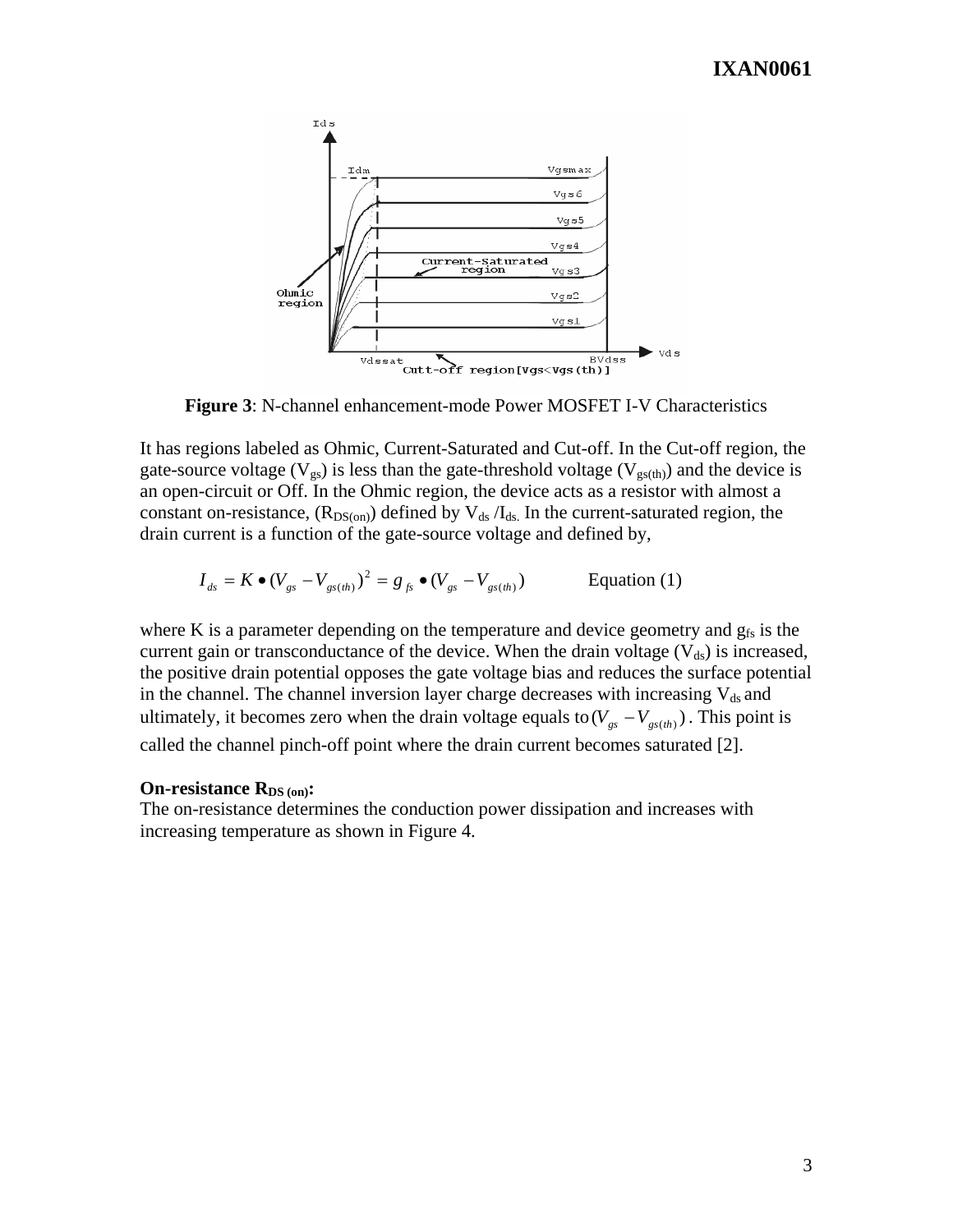**Figure 3**: N-channel enhancement-mode Power MOSFET I-V Characteristics

It has regions labeled as Ohmic, Current-Saturated and Cut-off. In the Cut-off region, the gate-source voltage ($V_{gs}$) is less than the gate-threshold voltage ($V_{gs(th)}$) and the device is an open-circuit or Off. In the Ohmic region, the device acts as a resistor with almost a constant on-resistance, ($R_{DS(on)}$) defined by $V_{ds}/I_{ds}$. In the current-saturated region, the drain current is a function of the gate-source voltage and defined by,

$$I_{ds} = K \bullet (V_{gs} - V_{gs(th)})^2 = g_{fs} \bullet (V_{gs} - V_{gs(th)}) \qquad \text{Equation (1)}$$

where K is a parameter depending on the temperature and device geometry and $g_{fs}$ is the current gain or transconductance of the device. When the drain voltage ($V_{ds}$) is increased, the positive drain potential opposes the gate voltage bias and reduces the surface potential in the channel. The channel inversion layer charge decreases with increasing $V_{ds}$ and ultimately, it becomes zero when the drain voltage equals to $(V_{gs} - V_{gs(th)})$. This point is called the channel pinch-off point where the drain current becomes saturated [2].

**On-resistance $R_{DS(on)}$:**

The on-resistance determines the conduction power dissipation and increases with increasing temperature as shown in Figure 4.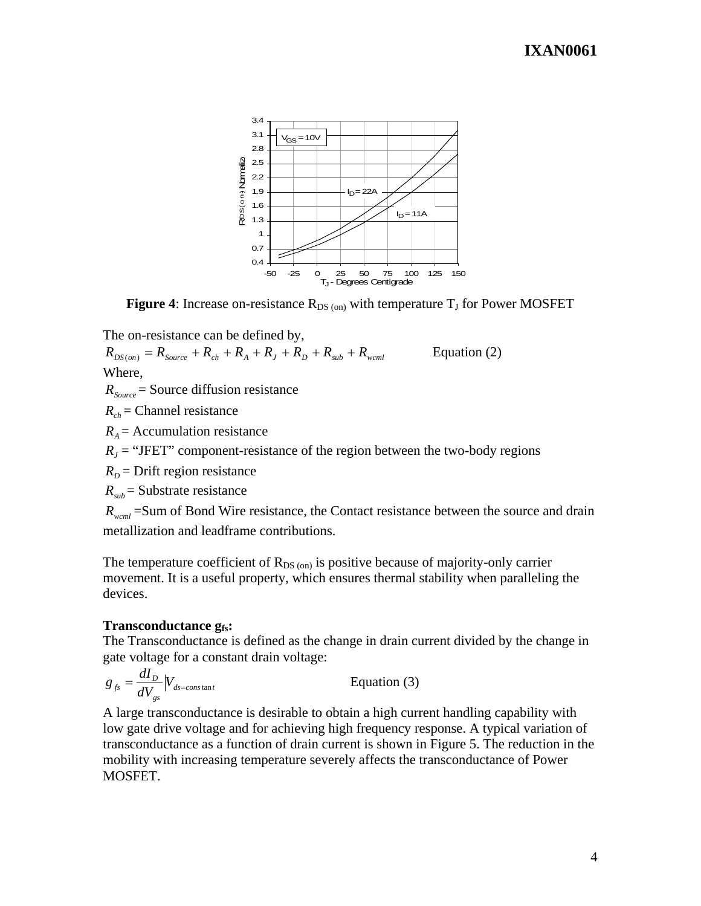**Figure 4**: Increase on-resistance $R_{DS\,(on)}$ with temperature $T_J$ for Power MOSFET

The on-resistance can be defined by,

$$R_{DS(on)} = R_{Source} + R_{ch} + R_A + R_J + R_D + R_{sub} + R_{wcml} \qquad \text{Equation (2)}$$

Where,

$R_{Source}$ = Source diffusion resistance

$R_{ch}$ = Channel resistance

$R_A$ = Accumulation resistance

$R_J$ = "JFET" component-resistance of the region between the two-body regions

$R_D$ = Drift region resistance

$R_{sub}$ = Substrate resistance

$R_{wcml}$ =Sum of Bond Wire resistance, the Contact resistance between the source and drain metallization and leadframe contributions.

The temperature coefficient of $R_{DS\,(on)}$ is positive because of majority-only carrier movement. It is a useful property, which ensures thermal stability when paralleling the devices.

**Transconductance $g_{fs}$:**

The Transconductance is defined as the change in drain current divided by the change in gate voltage for a constant drain voltage:

$$g_{fs} = \frac{dI_D}{dV_{gs}}\Big|V_{ds=constant} \qquad \text{Equation (3)}$$

A large transconductance is desirable to obtain a high current handling capability with low gate drive voltage and for achieving high frequency response. A typical variation of transconductance as a function of drain current is shown in Figure 5. The reduction in the mobility with increasing temperature severely affects the transconductance of Power MOSFET.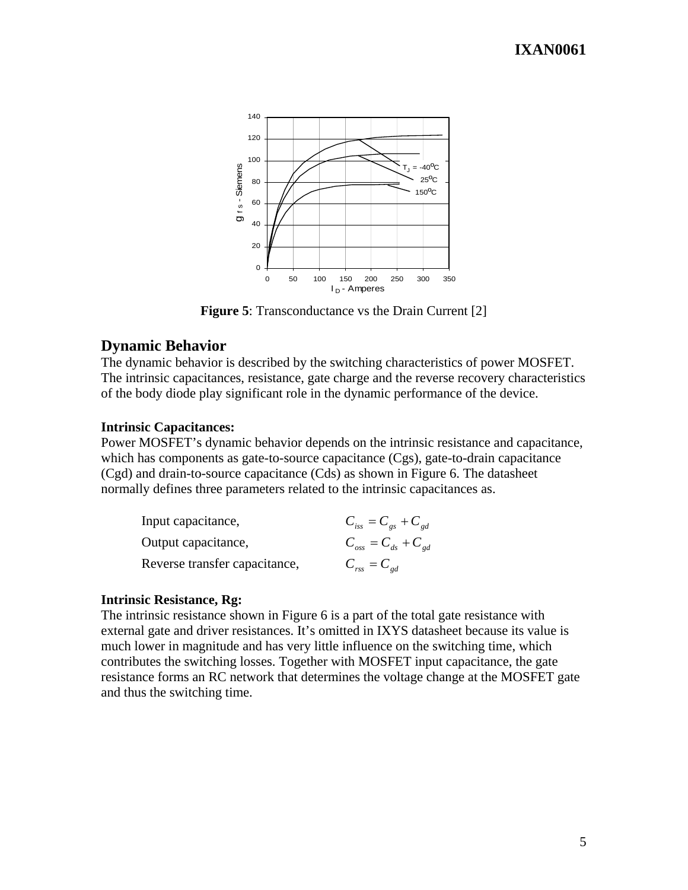**Figure 5**: Transconductance vs the Drain Current [2]

## Dynamic Behavior

The dynamic behavior is described by the switching characteristics of power MOSFET. The intrinsic capacitances, resistance, gate charge and the reverse recovery characteristics of the body diode play significant role in the dynamic performance of the device.

### Intrinsic Capacitances:

Power MOSFET's dynamic behavior depends on the intrinsic resistance and capacitance, which has components as gate-to-source capacitance (Cgs), gate-to-drain capacitance (Cgd) and drain-to-source capacitance (Cds) as shown in Figure 6. The datasheet normally defines three parameters related to the intrinsic capacitances as.

Input capacitance, $C_{iss} = C_{gs} + C_{gd}$

Output capacitance, $C_{oss} = C_{ds} + C_{gd}$

Reverse transfer capacitance, $C_{rss} = C_{gd}$

### Intrinsic Resistance, Rg:

The intrinsic resistance shown in Figure 6 is a part of the total gate resistance with external gate and driver resistances. It's omitted in IXYS datasheet because its value is much lower in magnitude and has very little influence on the switching time, which contributes the switching losses. Together with MOSFET input capacitance, the gate resistance forms an RC network that determines the voltage change at the MOSFET gate and thus the switching time.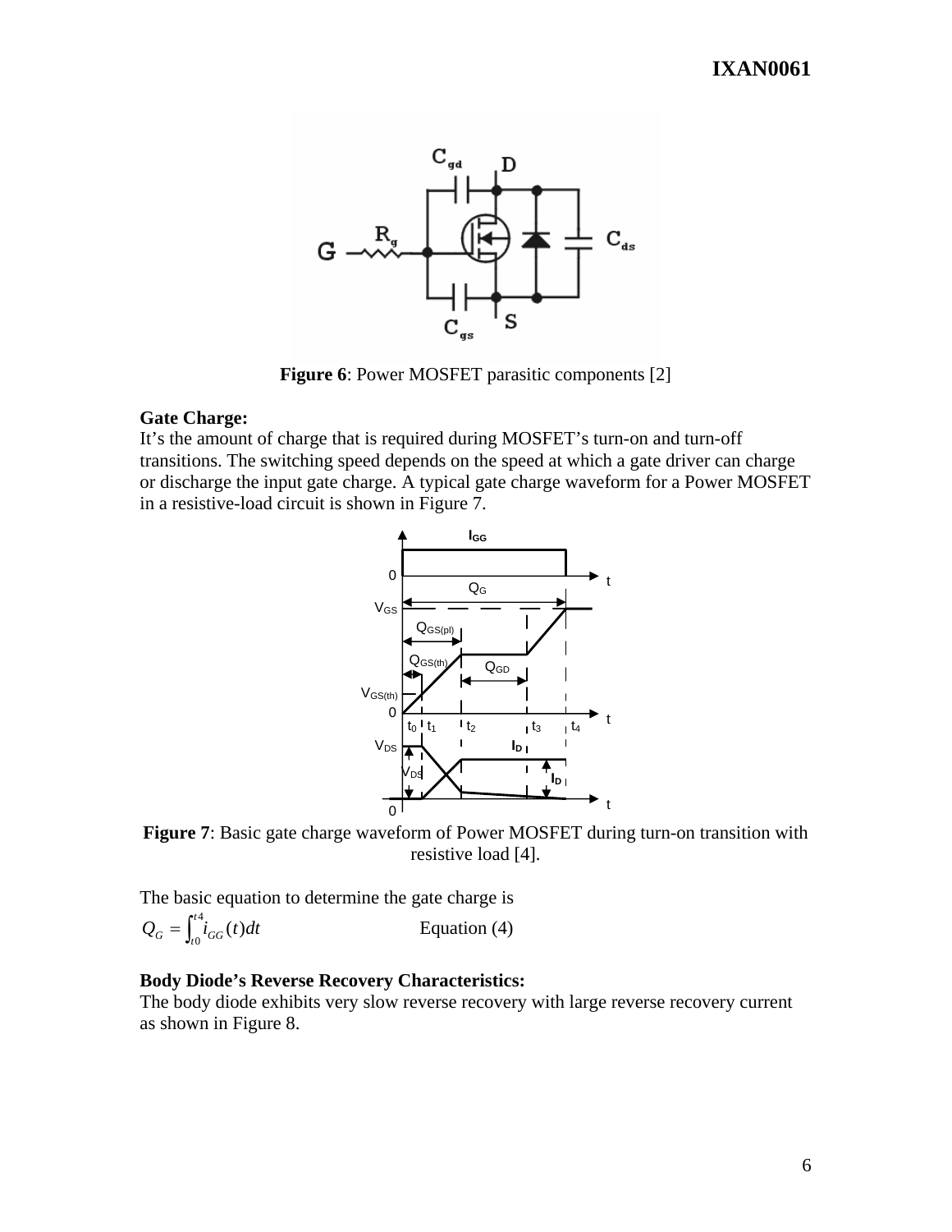**Figure 6**: Power MOSFET parasitic components [2]

**Gate Charge:**
It's the amount of charge that is required during MOSFET's turn-on and turn-off transitions. The switching speed depends on the speed at which a gate driver can charge or discharge the input gate charge. A typical gate charge waveform for a Power MOSFET in a resistive-load circuit is shown in Figure 7.

**Figure 7**: Basic gate charge waveform of Power MOSFET during turn-on transition with resistive load [4].

The basic equation to determine the gate charge is

$$Q_G = \int_{t0}^{t4} i_{GG}(t)dt \qquad \text{Equation (4)}$$

**Body Diode's Reverse Recovery Characteristics:**
The body diode exhibits very slow reverse recovery with large reverse recovery current as shown in Figure 8.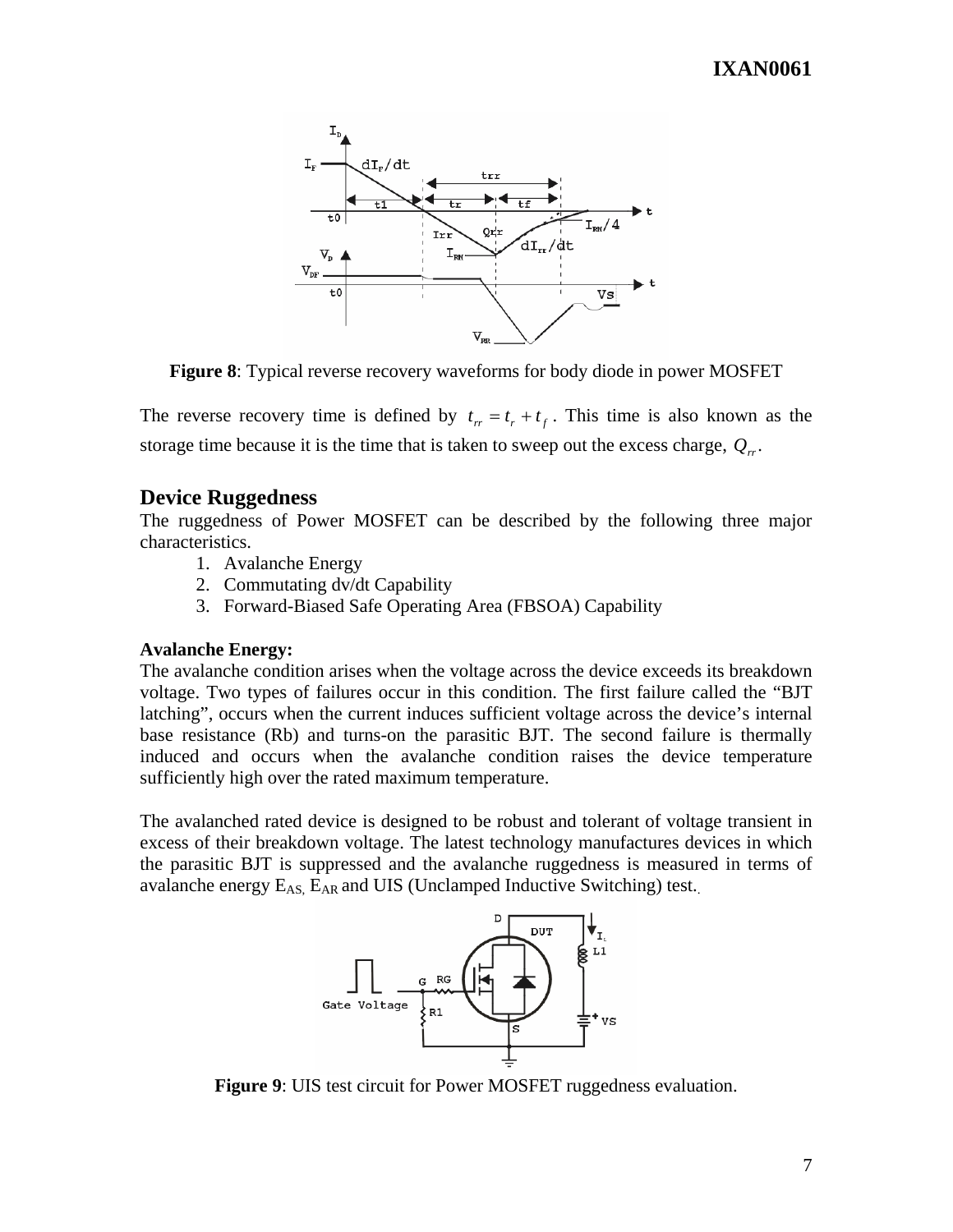**Figure 8**: Typical reverse recovery waveforms for body diode in power MOSFET

The reverse recovery time is defined by $t_{rr} = t_r + t_f$. This time is also known as the storage time because it is the time that is taken to sweep out the excess charge, $Q_{rr}$.

## Device Ruggedness

The ruggedness of Power MOSFET can be described by the following three major characteristics.

1. Avalanche Energy
2. Commutating dv/dt Capability
3. Forward-Biased Safe Operating Area (FBSOA) Capability

**Avalanche Energy:**

The avalanche condition arises when the voltage across the device exceeds its breakdown voltage. Two types of failures occur in this condition. The first failure called the "BJT latching", occurs when the current induces sufficient voltage across the device's internal base resistance (Rb) and turns-on the parasitic BJT. The second failure is thermally induced and occurs when the avalanche condition raises the device temperature sufficiently high over the rated maximum temperature.

The avalanched rated device is designed to be robust and tolerant of voltage transient in excess of their breakdown voltage. The latest technology manufactures devices in which the parasitic BJT is suppressed and the avalanche ruggedness is measured in terms of avalanche energy $E_{AS}$, $E_{AR}$ and UIS (Unclamped Inductive Switching) test.

**Figure 9**: UIS test circuit for Power MOSFET ruggedness evaluation.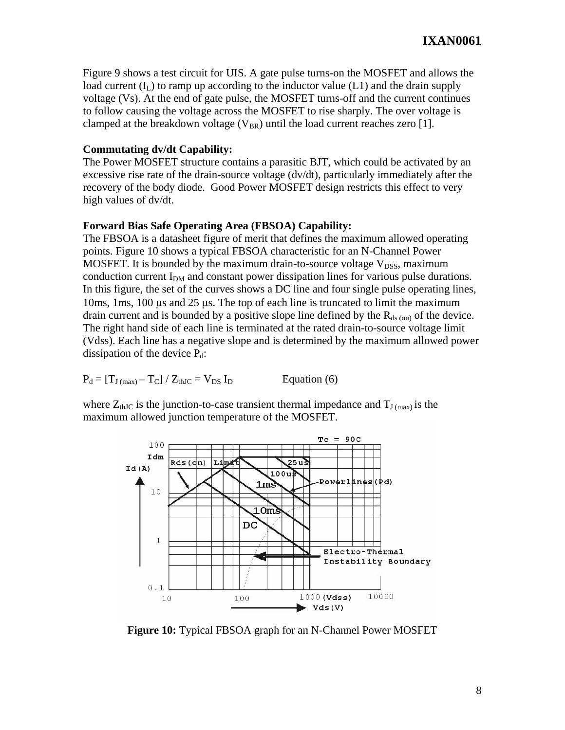Figure 9 shows a test circuit for UIS. A gate pulse turns-on the MOSFET and allows the load current ($I_L$) to ramp up according to the inductor value (L1) and the drain supply voltage (Vs). At the end of gate pulse, the MOSFET turns-off and the current continues to follow causing the voltage across the MOSFET to rise sharply. The over voltage is clamped at the breakdown voltage ($V_{BR}$) until the load current reaches zero [1].

**Commutating dv/dt Capability:**

The Power MOSFET structure contains a parasitic BJT, which could be activated by an excessive rise rate of the drain-source voltage (dv/dt), particularly immediately after the recovery of the body diode. Good Power MOSFET design restricts this effect to very high values of dv/dt.

**Forward Bias Safe Operating Area (FBSOA) Capability:**

The FBSOA is a datasheet figure of merit that defines the maximum allowed operating points. Figure 10 shows a typical FBSOA characteristic for an N-Channel Power MOSFET. It is bounded by the maximum drain-to-source voltage $V_{DSS}$, maximum conduction current $I_{DM}$ and constant power dissipation lines for various pulse durations. In this figure, the set of the curves shows a DC line and four single pulse operating lines, 10ms, 1ms, 100 μs and 25 μs. The top of each line is truncated to limit the maximum drain current and is bounded by a positive slope line defined by the $R_{ds\,(on)}$ of the device. The right hand side of each line is terminated at the rated drain-to-source voltage limit (Vdss). Each line has a negative slope and is determined by the maximum allowed power dissipation of the device $P_d$:

$$P_d = [T_{J\,(max)} - T_C] / Z_{thJC} = V_{DS}\, I_D \qquad \text{Equation (6)}$$

where $Z_{thJC}$ is the junction-to-case transient thermal impedance and $T_{J\,(max)}$ is the maximum allowed junction temperature of the MOSFET.

**Figure 10:** Typical FBSOA graph for an N-Channel Power MOSFET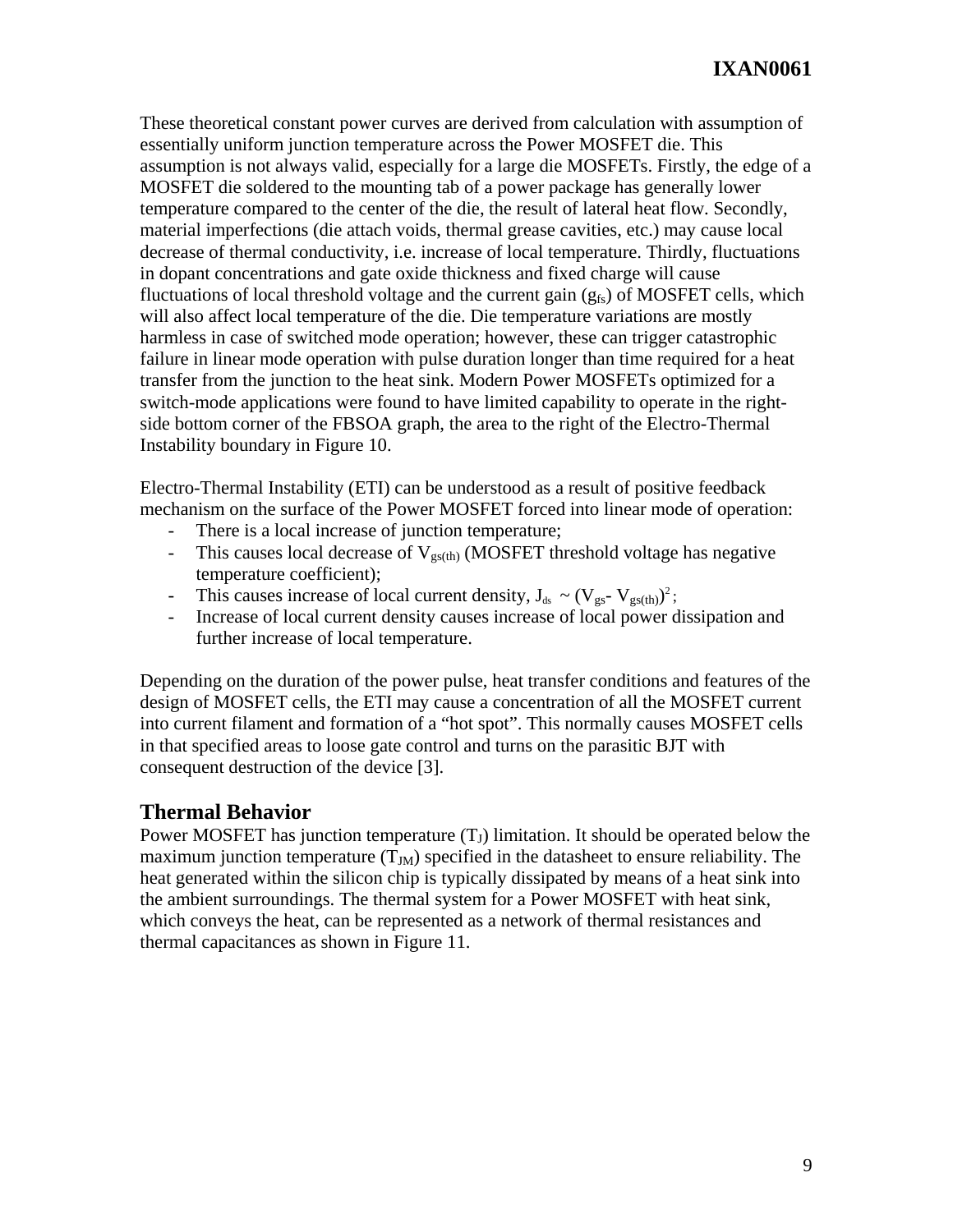These theoretical constant power curves are derived from calculation with assumption of essentially uniform junction temperature across the Power MOSFET die. This assumption is not always valid, especially for a large die MOSFETs. Firstly, the edge of a MOSFET die soldered to the mounting tab of a power package has generally lower temperature compared to the center of the die, the result of lateral heat flow. Secondly, material imperfections (die attach voids, thermal grease cavities, etc.) may cause local decrease of thermal conductivity, i.e. increase of local temperature. Thirdly, fluctuations in dopant concentrations and gate oxide thickness and fixed charge will cause fluctuations of local threshold voltage and the current gain ($g_{fs}$) of MOSFET cells, which will also affect local temperature of the die. Die temperature variations are mostly harmless in case of switched mode operation; however, these can trigger catastrophic failure in linear mode operation with pulse duration longer than time required for a heat transfer from the junction to the heat sink. Modern Power MOSFETs optimized for a switch-mode applications were found to have limited capability to operate in the right-side bottom corner of the FBSOA graph, the area to the right of the Electro-Thermal Instability boundary in Figure 10.

Electro-Thermal Instability (ETI) can be understood as a result of positive feedback mechanism on the surface of the Power MOSFET forced into linear mode of operation:

- There is a local increase of junction temperature;
- This causes local decrease of $V_{gs(th)}$ (MOSFET threshold voltage has negative temperature coefficient);
- This causes increase of local current density, $J_{ds} \sim (V_{gs} - V_{gs(th)})^2$;
- Increase of local current density causes increase of local power dissipation and further increase of local temperature.

Depending on the duration of the power pulse, heat transfer conditions and features of the design of MOSFET cells, the ETI may cause a concentration of all the MOSFET current into current filament and formation of a "hot spot". This normally causes MOSFET cells in that specified areas to loose gate control and turns on the parasitic BJT with consequent destruction of the device [3].

## Thermal Behavior

Power MOSFET has junction temperature ($T_J$) limitation. It should be operated below the maximum junction temperature ($T_{JM}$) specified in the datasheet to ensure reliability. The heat generated within the silicon chip is typically dissipated by means of a heat sink into the ambient surroundings. The thermal system for a Power MOSFET with heat sink, which conveys the heat, can be represented as a network of thermal resistances and thermal capacitances as shown in Figure 11.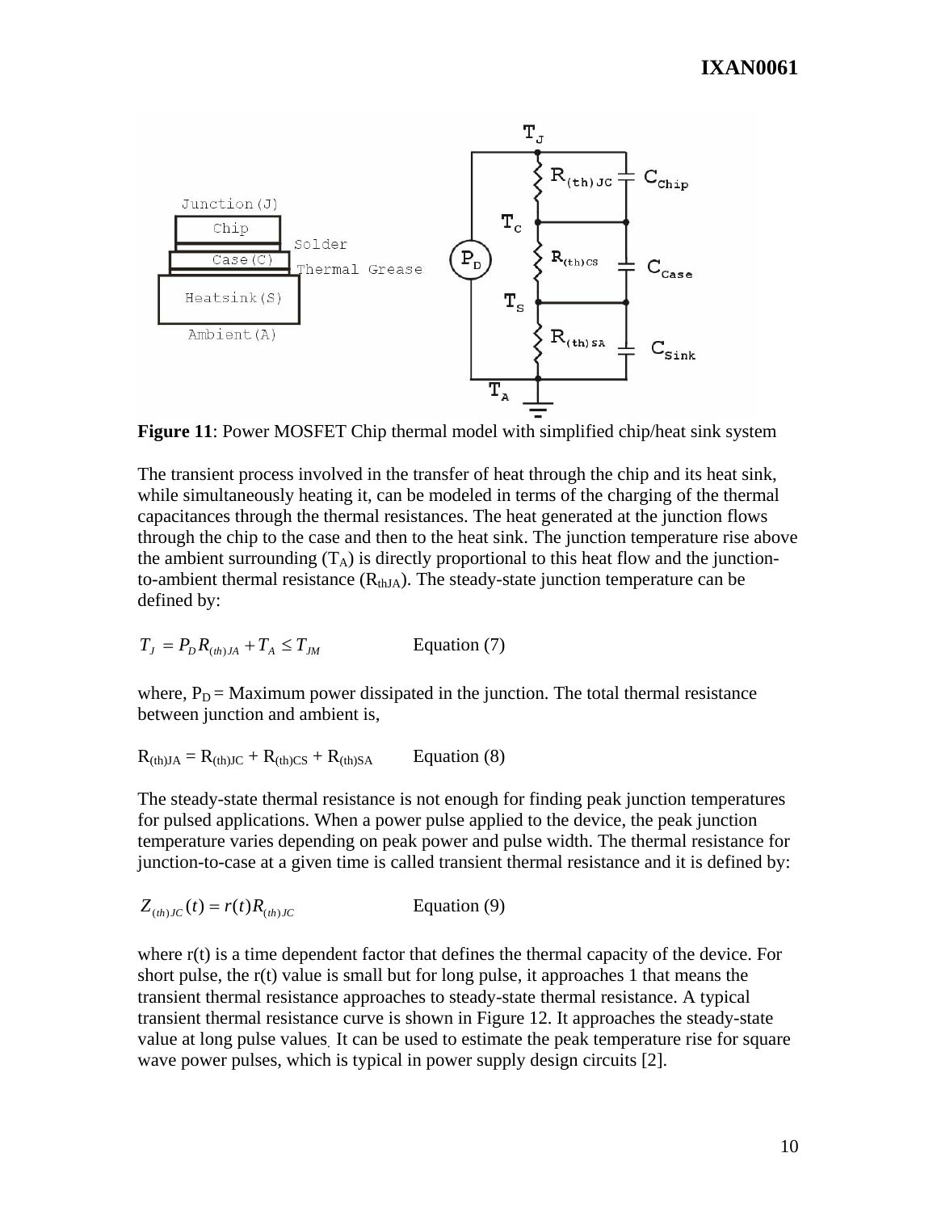**Figure 11**: Power MOSFET Chip thermal model with simplified chip/heat sink system

The transient process involved in the transfer of heat through the chip and its heat sink, while simultaneously heating it, can be modeled in terms of the charging of the thermal capacitances through the thermal resistances. The heat generated at the junction flows through the chip to the case and then to the heat sink. The junction temperature rise above the ambient surrounding ($T_A$) is directly proportional to this heat flow and the junction-to-ambient thermal resistance ($R_{thJA}$). The steady-state junction temperature can be defined by:

$$T_J = P_D R_{(th)JA} + T_A \leq T_{JM} \qquad \text{Equation (7)}$$

where, $P_D$ = Maximum power dissipated in the junction. The total thermal resistance between junction and ambient is,

$$R_{(th)JA} = R_{(th)JC} + R_{(th)CS} + R_{(th)SA} \qquad \text{Equation (8)}$$

The steady-state thermal resistance is not enough for finding peak junction temperatures for pulsed applications. When a power pulse applied to the device, the peak junction temperature varies depending on peak power and pulse width. The thermal resistance for junction-to-case at a given time is called transient thermal resistance and it is defined by:

$$Z_{(th)JC}(t) = r(t) R_{(th)JC} \qquad \text{Equation (9)}$$

where r(t) is a time dependent factor that defines the thermal capacity of the device. For short pulse, the r(t) value is small but for long pulse, it approaches 1 that means the transient thermal resistance approaches to steady-state thermal resistance. A typical transient thermal resistance curve is shown in Figure 12. It approaches the steady-state value at long pulse values. It can be used to estimate the peak temperature rise for square wave power pulses, which is typical in power supply design circuits [2].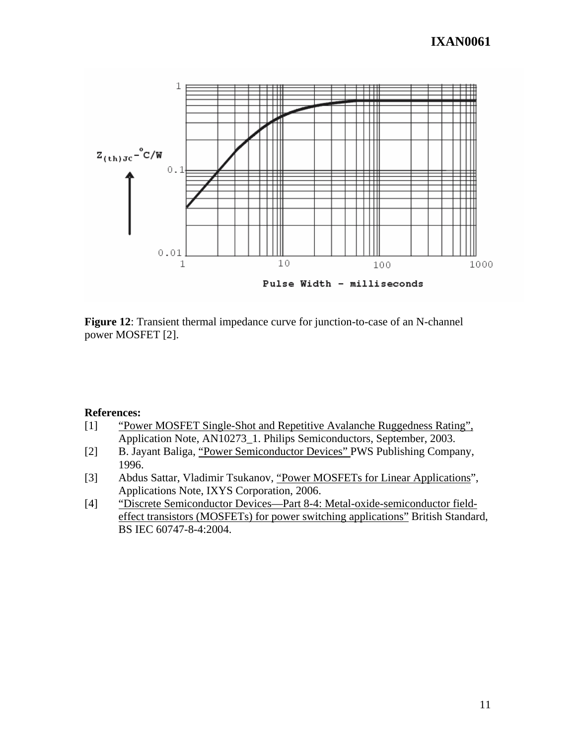$Z_{(th)JC}$ - °C/W

1

0.1

0.01

1

10

100

1000

Pulse Width - milliseconds

**Figure 12**: Transient thermal impedance curve for junction-to-case of an N-channel power MOSFET [2].

**References:**

[1] "Power MOSFET Single-Shot and Repetitive Avalanche Ruggedness Rating", Application Note, AN10273_1. Philips Semiconductors, September, 2003.

[2] B. Jayant Baliga, "Power Semiconductor Devices" PWS Publishing Company, 1996.

[3] Abdus Sattar, Vladimir Tsukanov, "Power MOSFETs for Linear Applications", Applications Note, IXYS Corporation, 2006.

[4] "Discrete Semiconductor Devices—Part 8-4: Metal-oxide-semiconductor field-effect transistors (MOSFETs) for power switching applications" British Standard, BS IEC 60747-8-4:2004.